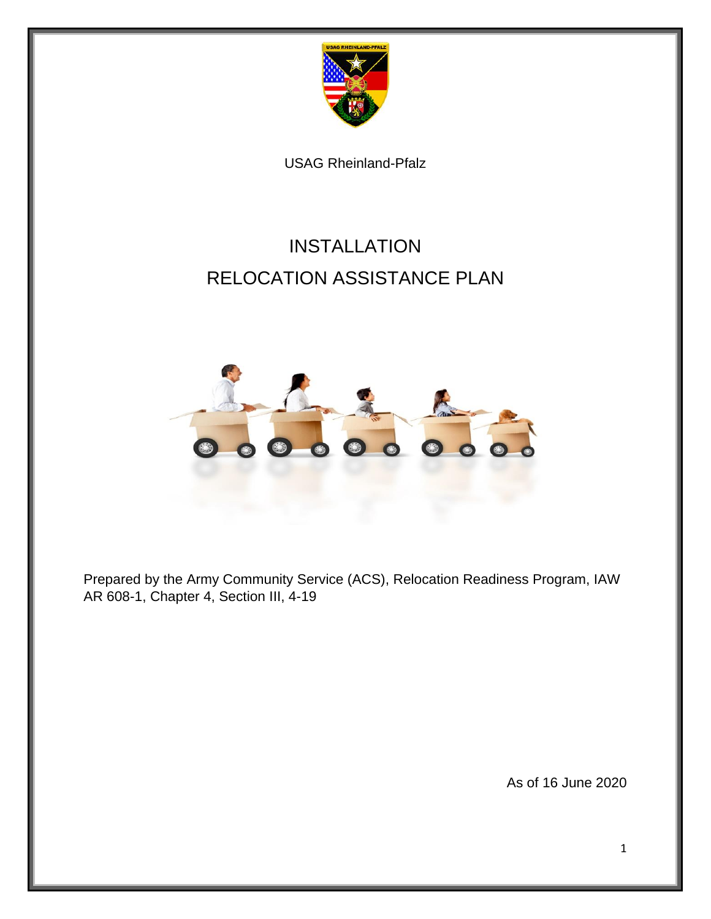USAG Rheinland-Pfalz

# INSTALLATION
# RELOCATION ASSISTANCE PLAN

Prepared by the Army Community Service (ACS), Relocation Readiness Program, IAW AR 608-1, Chapter 4, Section III, 4-19

As of 16 June 2020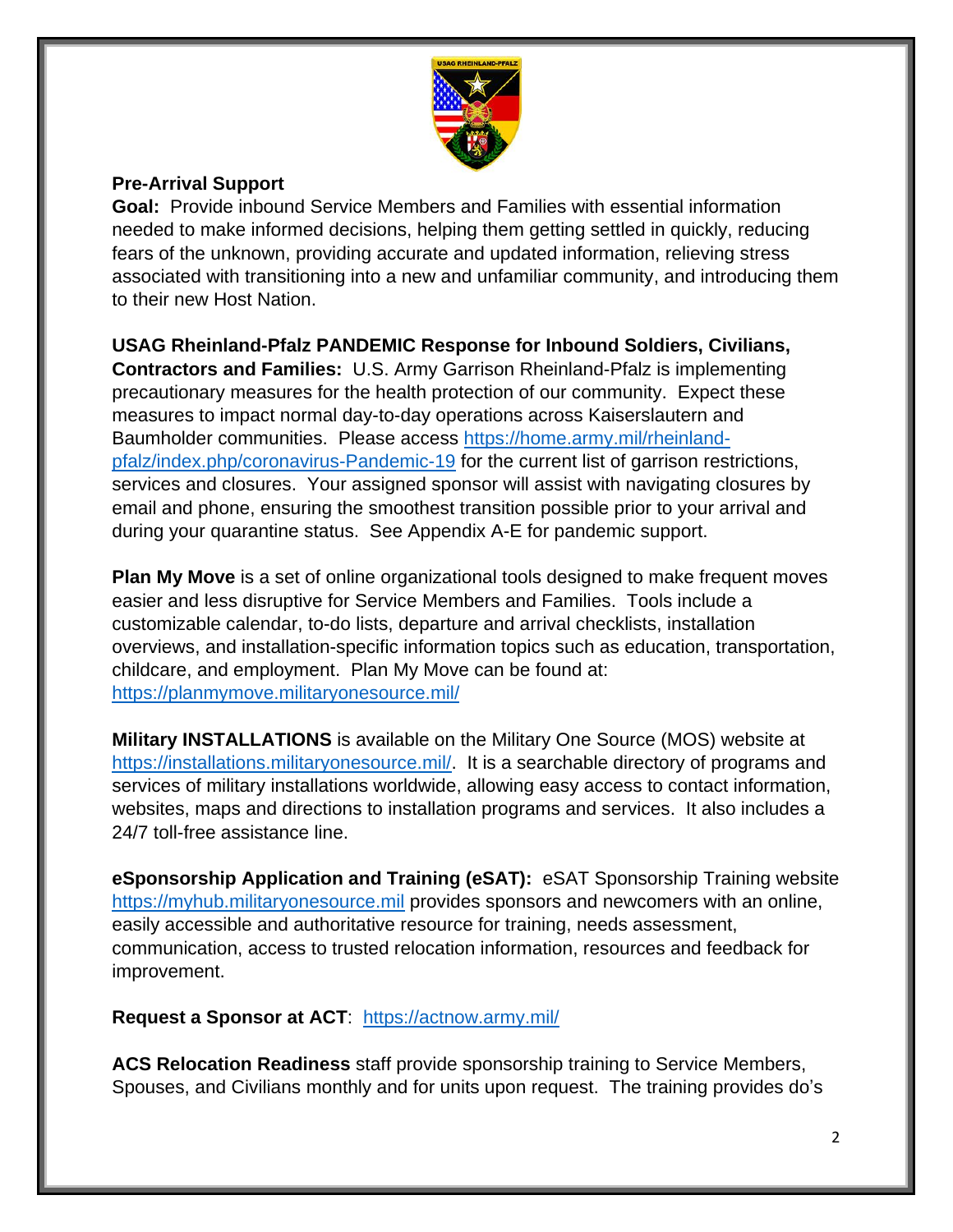**Pre-Arrival Support**

**Goal:** Provide inbound Service Members and Families with essential information needed to make informed decisions, helping them getting settled in quickly, reducing fears of the unknown, providing accurate and updated information, relieving stress associated with transitioning into a new and unfamiliar community, and introducing them to their new Host Nation.

**USAG Rheinland-Pfalz PANDEMIC Response for Inbound Soldiers, Civilians, Contractors and Families:** U.S. Army Garrison Rheinland-Pfalz is implementing precautionary measures for the health protection of our community. Expect these measures to impact normal day-to-day operations across Kaiserslautern and Baumholder communities. Please access https://home.army.mil/rheinland-pfalz/index.php/coronavirus-Pandemic-19 for the current list of garrison restrictions, services and closures. Your assigned sponsor will assist with navigating closures by email and phone, ensuring the smoothest transition possible prior to your arrival and during your quarantine status. See Appendix A-E for pandemic support.

**Plan My Move** is a set of online organizational tools designed to make frequent moves easier and less disruptive for Service Members and Families. Tools include a customizable calendar, to-do lists, departure and arrival checklists, installation overviews, and installation-specific information topics such as education, transportation, childcare, and employment. Plan My Move can be found at: https://planmymove.militaryonesource.mil/

**Military INSTALLATIONS** is available on the Military One Source (MOS) website at https://installations.militaryonesource.mil/. It is a searchable directory of programs and services of military installations worldwide, allowing easy access to contact information, websites, maps and directions to installation programs and services. It also includes a 24/7 toll-free assistance line.

**eSponsorship Application and Training (eSAT):** eSAT Sponsorship Training website https://myhub.militaryonesource.mil provides sponsors and newcomers with an online, easily accessible and authoritative resource for training, needs assessment, communication, access to trusted relocation information, resources and feedback for improvement.

**Request a Sponsor at ACT**: https://actnow.army.mil/

**ACS Relocation Readiness** staff provide sponsorship training to Service Members, Spouses, and Civilians monthly and for units upon request. The training provides do's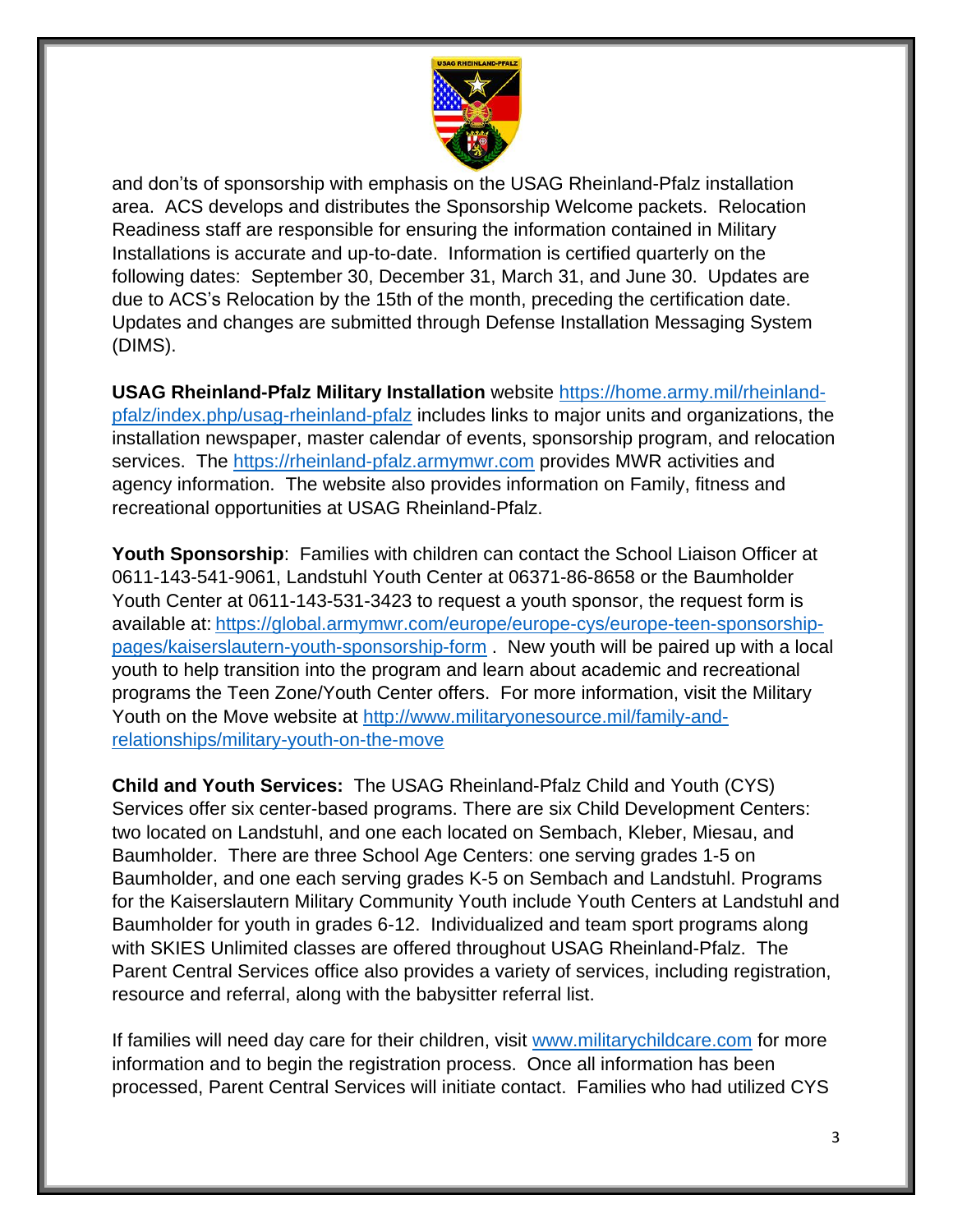and don'ts of sponsorship with emphasis on the USAG Rheinland-Pfalz installation area. ACS develops and distributes the Sponsorship Welcome packets. Relocation Readiness staff are responsible for ensuring the information contained in Military Installations is accurate and up-to-date. Information is certified quarterly on the following dates: September 30, December 31, March 31, and June 30. Updates are due to ACS's Relocation by the 15th of the month, preceding the certification date. Updates and changes are submitted through Defense Installation Messaging System (DIMS).

**USAG Rheinland-Pfalz Military Installation** website https://home.army.mil/rheinland-pfalz/index.php/usag-rheinland-pfalz includes links to major units and organizations, the installation newspaper, master calendar of events, sponsorship program, and relocation services. The https://rheinland-pfalz.armymwr.com provides MWR activities and agency information. The website also provides information on Family, fitness and recreational opportunities at USAG Rheinland-Pfalz.

**Youth Sponsorship**: Families with children can contact the School Liaison Officer at 0611-143-541-9061, Landstuhl Youth Center at 06371-86-8658 or the Baumholder Youth Center at 0611-143-531-3423 to request a youth sponsor, the request form is available at: https://global.armymwr.com/europe/europe-cys/europe-teen-sponsorship-pages/kaiserslautern-youth-sponsorship-form . New youth will be paired up with a local youth to help transition into the program and learn about academic and recreational programs the Teen Zone/Youth Center offers. For more information, visit the Military Youth on the Move website at http://www.militaryonesource.mil/family-and-relationships/military-youth-on-the-move

**Child and Youth Services:** The USAG Rheinland-Pfalz Child and Youth (CYS) Services offer six center-based programs. There are six Child Development Centers: two located on Landstuhl, and one each located on Sembach, Kleber, Miesau, and Baumholder. There are three School Age Centers: one serving grades 1-5 on Baumholder, and one each serving grades K-5 on Sembach and Landstuhl. Programs for the Kaiserslautern Military Community Youth include Youth Centers at Landstuhl and Baumholder for youth in grades 6-12. Individualized and team sport programs along with SKIES Unlimited classes are offered throughout USAG Rheinland-Pfalz. The Parent Central Services office also provides a variety of services, including registration, resource and referral, along with the babysitter referral list.

If families will need day care for their children, visit www.militarychildcare.com for more information and to begin the registration process. Once all information has been processed, Parent Central Services will initiate contact. Families who had utilized CYS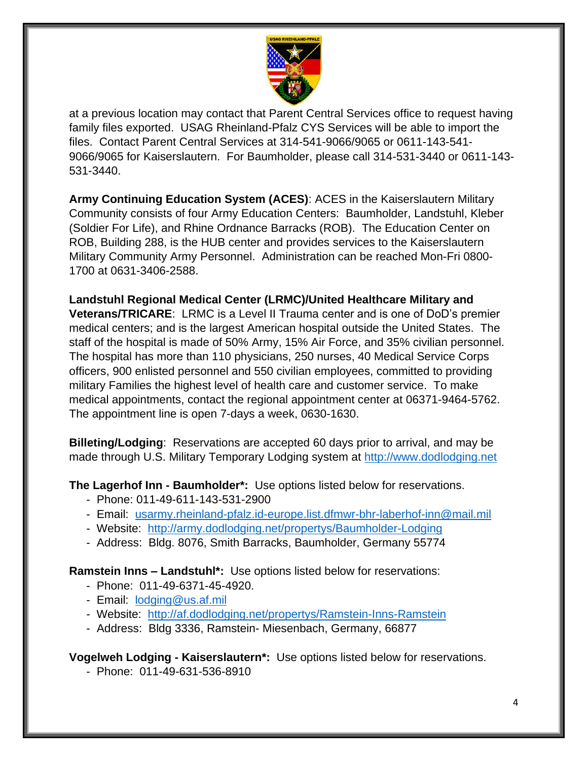at a previous location may contact that Parent Central Services office to request having family files exported. USAG Rheinland-Pfalz CYS Services will be able to import the files. Contact Parent Central Services at 314-541-9066/9065 or 0611-143-541-9066/9065 for Kaiserslautern. For Baumholder, please call 314-531-3440 or 0611-143-531-3440.

**Army Continuing Education System (ACES)**: ACES in the Kaiserslautern Military Community consists of four Army Education Centers: Baumholder, Landstuhl, Kleber (Soldier For Life), and Rhine Ordnance Barracks (ROB). The Education Center on ROB, Building 288, is the HUB center and provides services to the Kaiserslautern Military Community Army Personnel. Administration can be reached Mon-Fri 0800-1700 at 0631-3406-2588.

**Landstuhl Regional Medical Center (LRMC)/United Healthcare Military and Veterans/TRICARE**: LRMC is a Level II Trauma center and is one of DoD's premier medical centers; and is the largest American hospital outside the United States. The staff of the hospital is made of 50% Army, 15% Air Force, and 35% civilian personnel. The hospital has more than 110 physicians, 250 nurses, 40 Medical Service Corps officers, 900 enlisted personnel and 550 civilian employees, committed to providing military Families the highest level of health care and customer service. To make medical appointments, contact the regional appointment center at 06371-9464-5762. The appointment line is open 7-days a week, 0630-1630.

**Billeting/Lodging**: Reservations are accepted 60 days prior to arrival, and may be made through U.S. Military Temporary Lodging system at http://www.dodlodging.net

**The Lagerhof Inn - Baumholder*:** Use options listed below for reservations.

- Phone: 011-49-611-143-531-2900
- Email: usarmy.rheinland-pfalz.id-europe.list.dfmwr-bhr-laberhof-inn@mail.mil
- Website: http://army.dodlodging.net/propertys/Baumholder-Lodging
- Address: Bldg. 8076, Smith Barracks, Baumholder, Germany 55774

**Ramstein Inns – Landstuhl*:** Use options listed below for reservations:

- Phone: 011-49-6371-45-4920.
- Email: lodging@us.af.mil
- Website: http://af.dodlodging.net/propertys/Ramstein-Inns-Ramstein
- Address: Bldg 3336, Ramstein- Miesenbach, Germany, 66877

**Vogelweh Lodging - Kaiserslautern*:** Use options listed below for reservations.

- Phone: 011-49-631-536-8910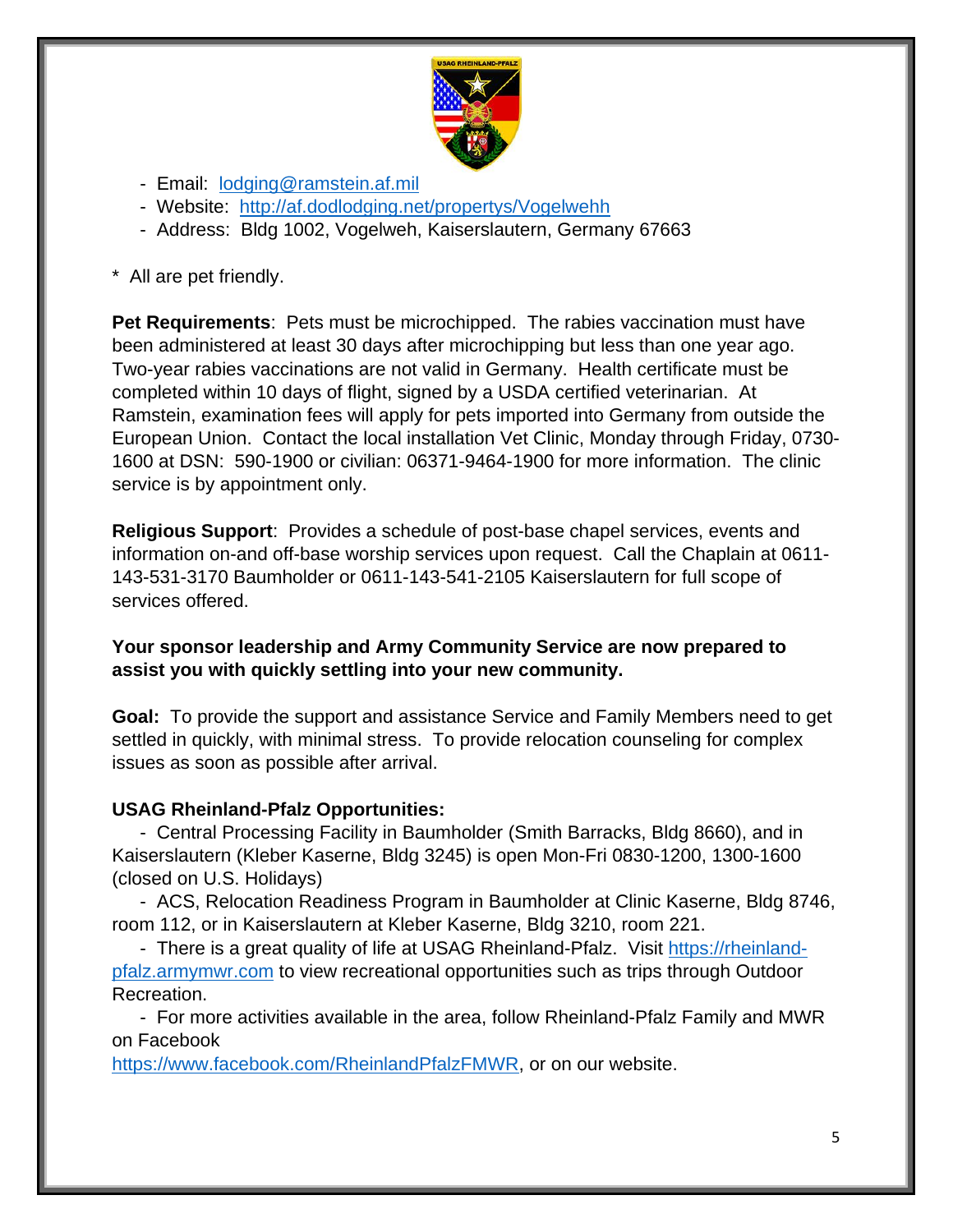- Email: lodging@ramstein.af.mil
- Website: http://af.dodlodging.net/propertys/Vogelwehh
- Address: Bldg 1002, Vogelweh, Kaiserslautern, Germany 67663

* All are pet friendly.

**Pet Requirements**: Pets must be microchipped. The rabies vaccination must have been administered at least 30 days after microchipping but less than one year ago. Two-year rabies vaccinations are not valid in Germany. Health certificate must be completed within 10 days of flight, signed by a USDA certified veterinarian. At Ramstein, examination fees will apply for pets imported into Germany from outside the European Union. Contact the local installation Vet Clinic, Monday through Friday, 0730-1600 at DSN: 590-1900 or civilian: 06371-9464-1900 for more information. The clinic service is by appointment only.

**Religious Support**: Provides a schedule of post-base chapel services, events and information on-and off-base worship services upon request. Call the Chaplain at 0611-143-531-3170 Baumholder or 0611-143-541-2105 Kaiserslautern for full scope of services offered.

**Your sponsor leadership and Army Community Service are now prepared to assist you with quickly settling into your new community.**

**Goal:** To provide the support and assistance Service and Family Members need to get settled in quickly, with minimal stress. To provide relocation counseling for complex issues as soon as possible after arrival.

**USAG Rheinland-Pfalz Opportunities:**

- Central Processing Facility in Baumholder (Smith Barracks, Bldg 8660), and in Kaiserslautern (Kleber Kaserne, Bldg 3245) is open Mon-Fri 0830-1200, 1300-1600 (closed on U.S. Holidays)
- ACS, Relocation Readiness Program in Baumholder at Clinic Kaserne, Bldg 8746, room 112, or in Kaiserslautern at Kleber Kaserne, Bldg 3210, room 221.
- There is a great quality of life at USAG Rheinland-Pfalz. Visit https://rheinland-pfalz.armymwr.com to view recreational opportunities such as trips through Outdoor Recreation.
- For more activities available in the area, follow Rheinland-Pfalz Family and MWR on Facebook https://www.facebook.com/RheinlandPfalzFMWR, or on our website.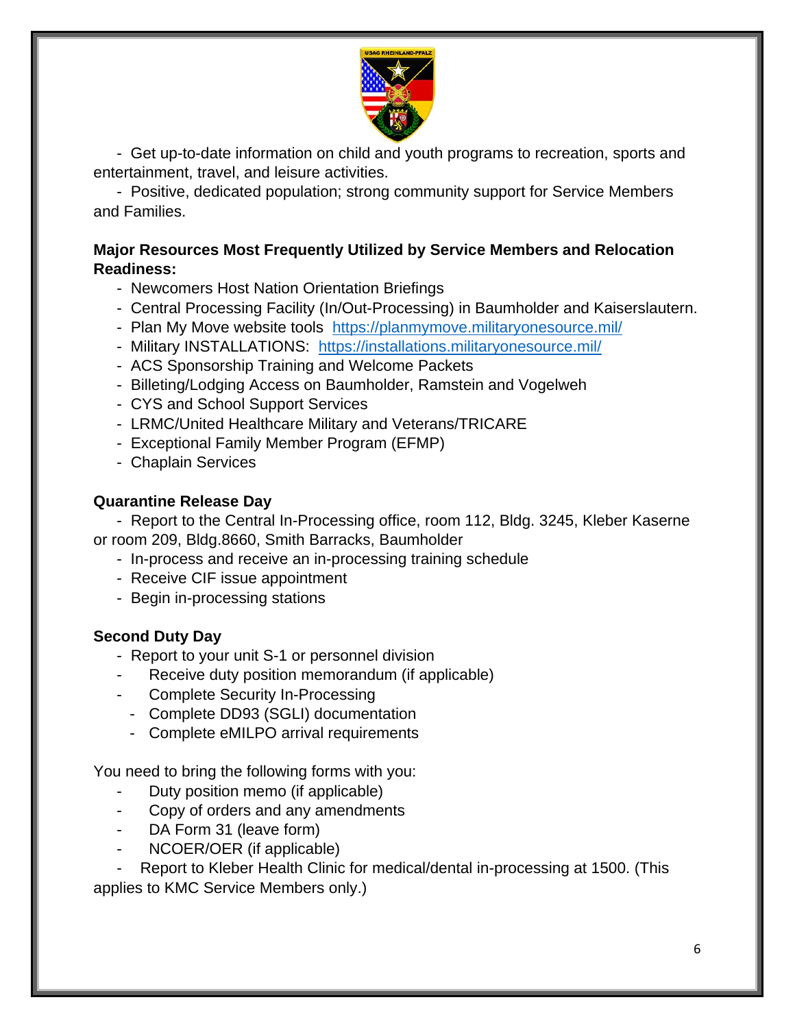- Get up-to-date information on child and youth programs to recreation, sports and entertainment, travel, and leisure activities.
- Positive, dedicated population; strong community support for Service Members and Families.

**Major Resources Most Frequently Utilized by Service Members and Relocation Readiness:**

- Newcomers Host Nation Orientation Briefings
- Central Processing Facility (In/Out-Processing) in Baumholder and Kaiserslautern.
- Plan My Move website tools https://planmymove.militaryonesource.mil/
- Military INSTALLATIONS: https://installations.militaryonesource.mil/
- ACS Sponsorship Training and Welcome Packets
- Billeting/Lodging Access on Baumholder, Ramstein and Vogelweh
- CYS and School Support Services
- LRMC/United Healthcare Military and Veterans/TRICARE
- Exceptional Family Member Program (EFMP)
- Chaplain Services

**Quarantine Release Day**

- Report to the Central In-Processing office, room 112, Bldg. 3245, Kleber Kaserne or room 209, Bldg.8660, Smith Barracks, Baumholder
- In-process and receive an in-processing training schedule
- Receive CIF issue appointment
- Begin in-processing stations

**Second Duty Day**

- Report to your unit S-1 or personnel division
- Receive duty position memorandum (if applicable)
- Complete Security In-Processing
- Complete DD93 (SGLI) documentation
- Complete eMILPO arrival requirements

You need to bring the following forms with you:

- Duty position memo (if applicable)
- Copy of orders and any amendments
- DA Form 31 (leave form)
- NCOER/OER (if applicable)
- Report to Kleber Health Clinic for medical/dental in-processing at 1500. (This applies to KMC Service Members only.)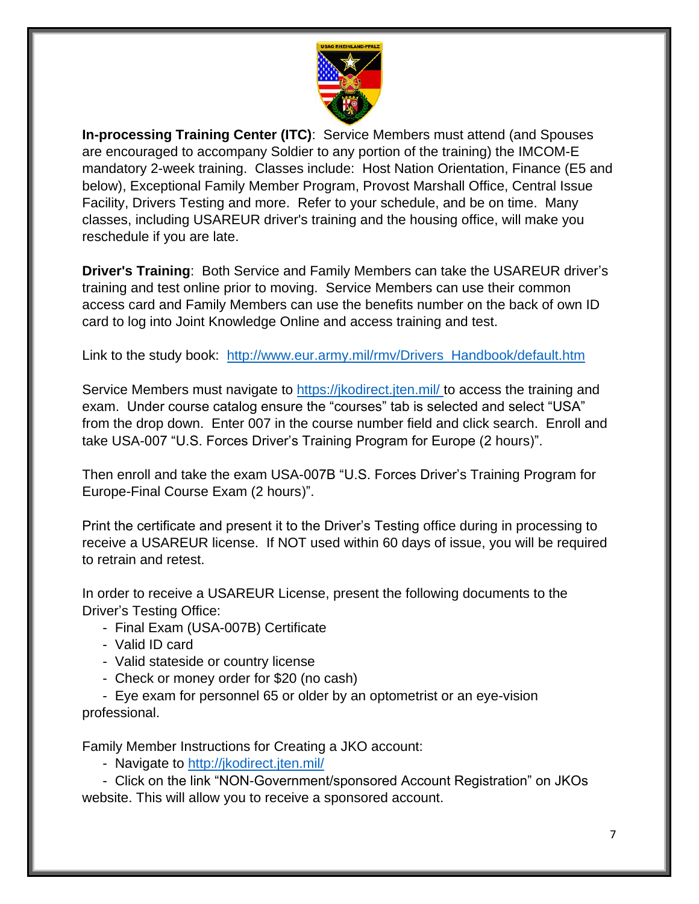**In-processing Training Center (ITC)**: Service Members must attend (and Spouses are encouraged to accompany Soldier to any portion of the training) the IMCOM-E mandatory 2-week training. Classes include: Host Nation Orientation, Finance (E5 and below), Exceptional Family Member Program, Provost Marshall Office, Central Issue Facility, Drivers Testing and more. Refer to your schedule, and be on time. Many classes, including USAREUR driver's training and the housing office, will make you reschedule if you are late.

**Driver's Training**: Both Service and Family Members can take the USAREUR driver's training and test online prior to moving. Service Members can use their common access card and Family Members can use the benefits number on the back of own ID card to log into Joint Knowledge Online and access training and test.

Link to the study book: [http://www.eur.army.mil/rmv/Drivers_Handbook/default.htm](http://www.eur.army.mil/rmv/Drivers_Handbook/default.htm)

Service Members must navigate to [https://jkodirect.jten.mil/](https://jkodirect.jten.mil/) to access the training and exam. Under course catalog ensure the "courses" tab is selected and select "USA" from the drop down. Enter 007 in the course number field and click search. Enroll and take USA-007 "U.S. Forces Driver's Training Program for Europe (2 hours)".

Then enroll and take the exam USA-007B "U.S. Forces Driver's Training Program for Europe-Final Course Exam (2 hours)".

Print the certificate and present it to the Driver's Testing office during in processing to receive a USAREUR license. If NOT used within 60 days of issue, you will be required to retrain and retest.

In order to receive a USAREUR License, present the following documents to the Driver's Testing Office:

- Final Exam (USA-007B) Certificate
- Valid ID card
- Valid stateside or country license
- Check or money order for $20 (no cash)
- Eye exam for personnel 65 or older by an optometrist or an eye-vision professional.

Family Member Instructions for Creating a JKO account:

- Navigate to [http://jkodirect.jten.mil/](http://jkodirect.jten.mil/)
- Click on the link "NON-Government/sponsored Account Registration" on JKOs website. This will allow you to receive a sponsored account.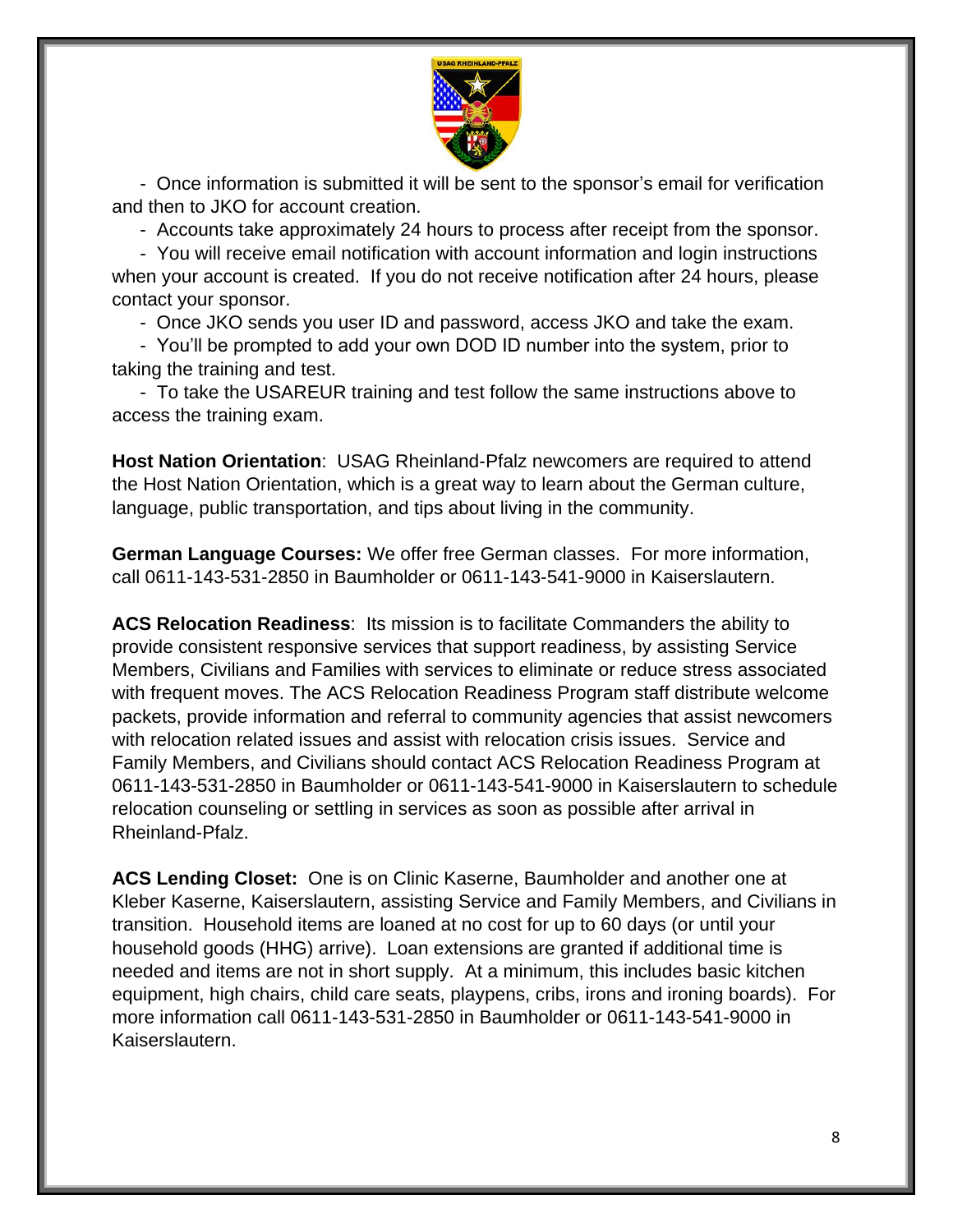- Once information is submitted it will be sent to the sponsor's email for verification and then to JKO for account creation.
- Accounts take approximately 24 hours to process after receipt from the sponsor.
- You will receive email notification with account information and login instructions when your account is created. If you do not receive notification after 24 hours, please contact your sponsor.
- Once JKO sends you user ID and password, access JKO and take the exam.
- You'll be prompted to add your own DOD ID number into the system, prior to taking the training and test.
- To take the USAREUR training and test follow the same instructions above to access the training exam.

**Host Nation Orientation**: USAG Rheinland-Pfalz newcomers are required to attend the Host Nation Orientation, which is a great way to learn about the German culture, language, public transportation, and tips about living in the community.

**German Language Courses:** We offer free German classes. For more information, call 0611-143-531-2850 in Baumholder or 0611-143-541-9000 in Kaiserslautern.

**ACS Relocation Readiness**: Its mission is to facilitate Commanders the ability to provide consistent responsive services that support readiness, by assisting Service Members, Civilians and Families with services to eliminate or reduce stress associated with frequent moves. The ACS Relocation Readiness Program staff distribute welcome packets, provide information and referral to community agencies that assist newcomers with relocation related issues and assist with relocation crisis issues. Service and Family Members, and Civilians should contact ACS Relocation Readiness Program at 0611-143-531-2850 in Baumholder or 0611-143-541-9000 in Kaiserslautern to schedule relocation counseling or settling in services as soon as possible after arrival in Rheinland-Pfalz.

**ACS Lending Closet:** One is on Clinic Kaserne, Baumholder and another one at Kleber Kaserne, Kaiserslautern, assisting Service and Family Members, and Civilians in transition. Household items are loaned at no cost for up to 60 days (or until your household goods (HHG) arrive). Loan extensions are granted if additional time is needed and items are not in short supply. At a minimum, this includes basic kitchen equipment, high chairs, child care seats, playpens, cribs, irons and ironing boards). For more information call 0611-143-531-2850 in Baumholder or 0611-143-541-9000 in Kaiserslautern.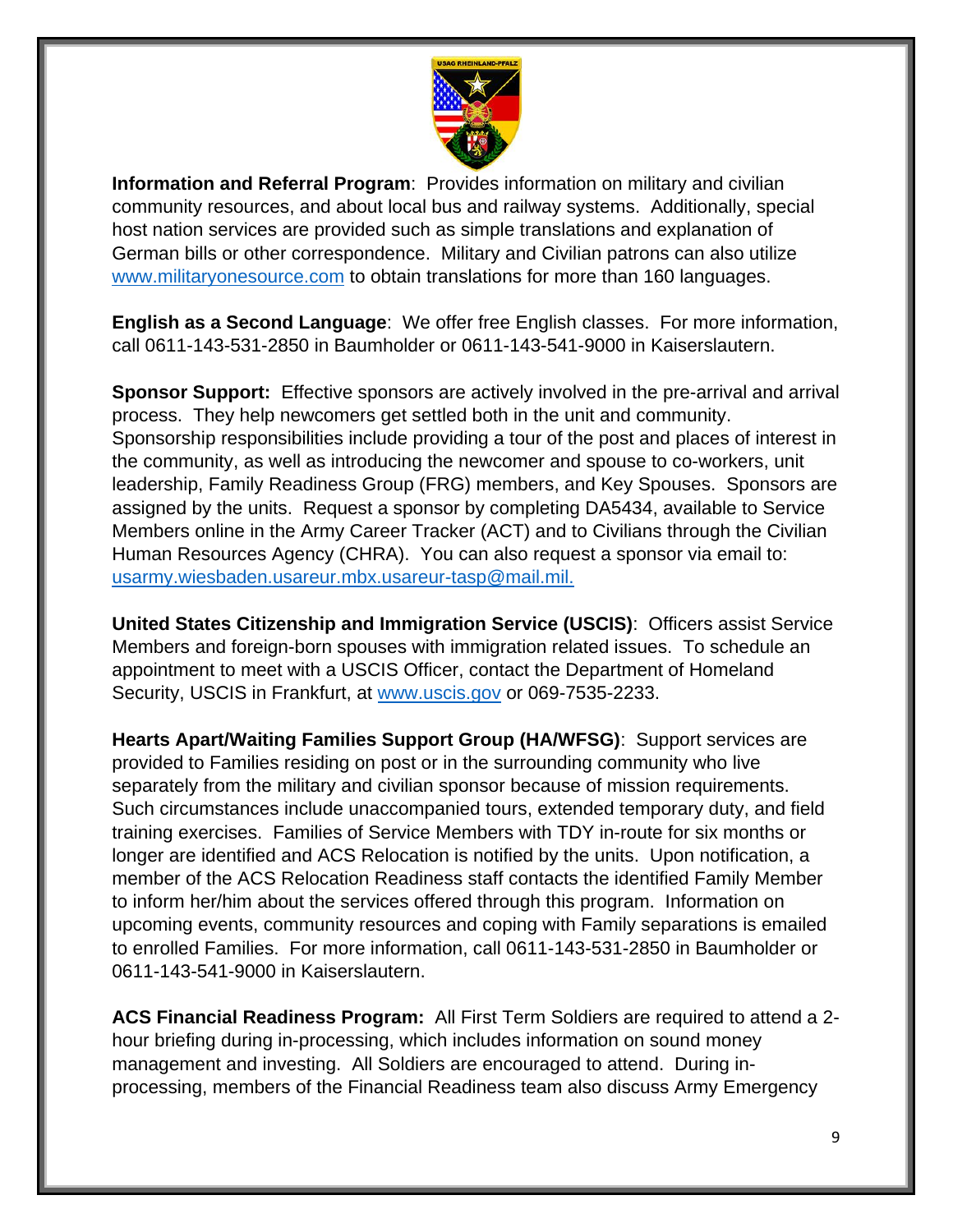**Information and Referral Program**: Provides information on military and civilian community resources, and about local bus and railway systems. Additionally, special host nation services are provided such as simple translations and explanation of German bills or other correspondence. Military and Civilian patrons can also utilize www.militaryonesource.com to obtain translations for more than 160 languages.

**English as a Second Language**: We offer free English classes. For more information, call 0611-143-531-2850 in Baumholder or 0611-143-541-9000 in Kaiserslautern.

**Sponsor Support:** Effective sponsors are actively involved in the pre-arrival and arrival process. They help newcomers get settled both in the unit and community. Sponsorship responsibilities include providing a tour of the post and places of interest in the community, as well as introducing the newcomer and spouse to co-workers, unit leadership, Family Readiness Group (FRG) members, and Key Spouses. Sponsors are assigned by the units. Request a sponsor by completing DA5434, available to Service Members online in the Army Career Tracker (ACT) and to Civilians through the Civilian Human Resources Agency (CHRA). You can also request a sponsor via email to: usarmy.wiesbaden.usareur.mbx.usareur-tasp@mail.mil.

**United States Citizenship and Immigration Service (USCIS)**: Officers assist Service Members and foreign-born spouses with immigration related issues. To schedule an appointment to meet with a USCIS Officer, contact the Department of Homeland Security, USCIS in Frankfurt, at www.uscis.gov or 069-7535-2233.

**Hearts Apart/Waiting Families Support Group (HA/WFSG)**: Support services are provided to Families residing on post or in the surrounding community who live separately from the military and civilian sponsor because of mission requirements. Such circumstances include unaccompanied tours, extended temporary duty, and field training exercises. Families of Service Members with TDY in-route for six months or longer are identified and ACS Relocation is notified by the units. Upon notification, a member of the ACS Relocation Readiness staff contacts the identified Family Member to inform her/him about the services offered through this program. Information on upcoming events, community resources and coping with Family separations is emailed to enrolled Families. For more information, call 0611-143-531-2850 in Baumholder or 0611-143-541-9000 in Kaiserslautern.

**ACS Financial Readiness Program:** All First Term Soldiers are required to attend a 2-hour briefing during in-processing, which includes information on sound money management and investing. All Soldiers are encouraged to attend. During in-processing, members of the Financial Readiness team also discuss Army Emergency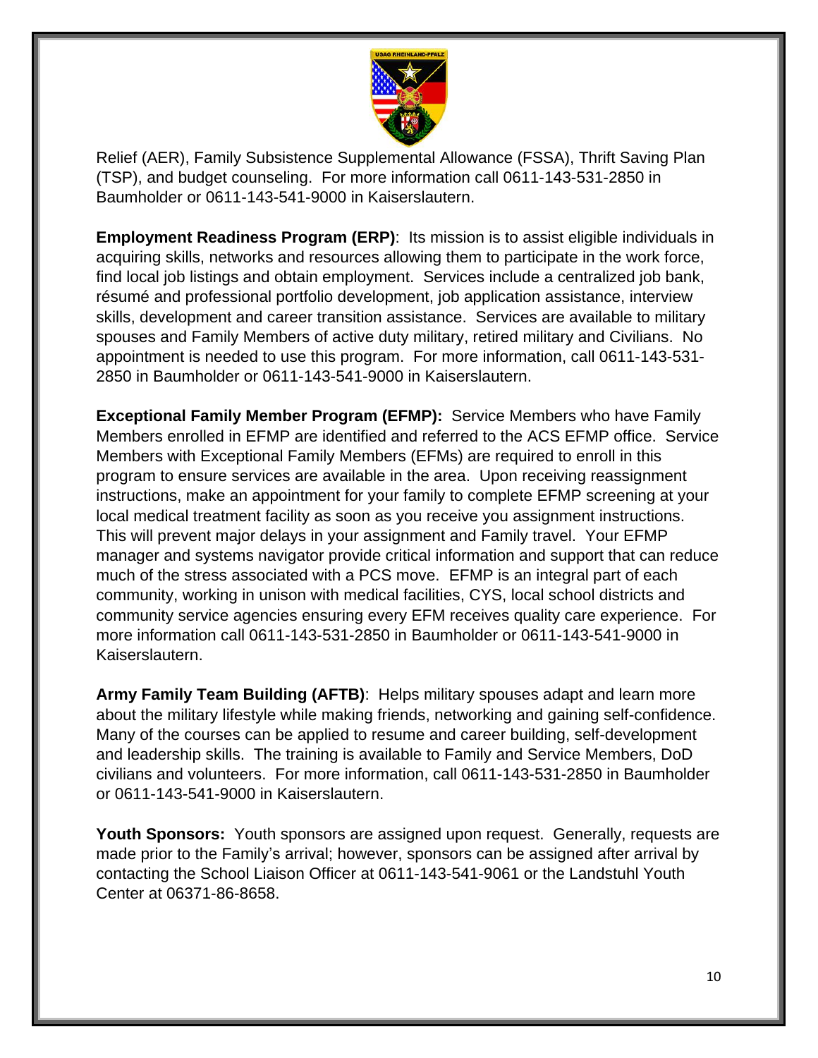Relief (AER), Family Subsistence Supplemental Allowance (FSSA), Thrift Saving Plan (TSP), and budget counseling. For more information call 0611-143-531-2850 in Baumholder or 0611-143-541-9000 in Kaiserslautern.

**Employment Readiness Program (ERP)**: Its mission is to assist eligible individuals in acquiring skills, networks and resources allowing them to participate in the work force, find local job listings and obtain employment. Services include a centralized job bank, résumé and professional portfolio development, job application assistance, interview skills, development and career transition assistance. Services are available to military spouses and Family Members of active duty military, retired military and Civilians. No appointment is needed to use this program. For more information, call 0611-143-531-2850 in Baumholder or 0611-143-541-9000 in Kaiserslautern.

**Exceptional Family Member Program (EFMP):** Service Members who have Family Members enrolled in EFMP are identified and referred to the ACS EFMP office. Service Members with Exceptional Family Members (EFMs) are required to enroll in this program to ensure services are available in the area. Upon receiving reassignment instructions, make an appointment for your family to complete EFMP screening at your local medical treatment facility as soon as you receive you assignment instructions. This will prevent major delays in your assignment and Family travel. Your EFMP manager and systems navigator provide critical information and support that can reduce much of the stress associated with a PCS move. EFMP is an integral part of each community, working in unison with medical facilities, CYS, local school districts and community service agencies ensuring every EFM receives quality care experience. For more information call 0611-143-531-2850 in Baumholder or 0611-143-541-9000 in Kaiserslautern.

**Army Family Team Building (AFTB)**: Helps military spouses adapt and learn more about the military lifestyle while making friends, networking and gaining self-confidence. Many of the courses can be applied to resume and career building, self-development and leadership skills. The training is available to Family and Service Members, DoD civilians and volunteers. For more information, call 0611-143-531-2850 in Baumholder or 0611-143-541-9000 in Kaiserslautern.

**Youth Sponsors:** Youth sponsors are assigned upon request. Generally, requests are made prior to the Family's arrival; however, sponsors can be assigned after arrival by contacting the School Liaison Officer at 0611-143-541-9061 or the Landstuhl Youth Center at 06371-86-8658.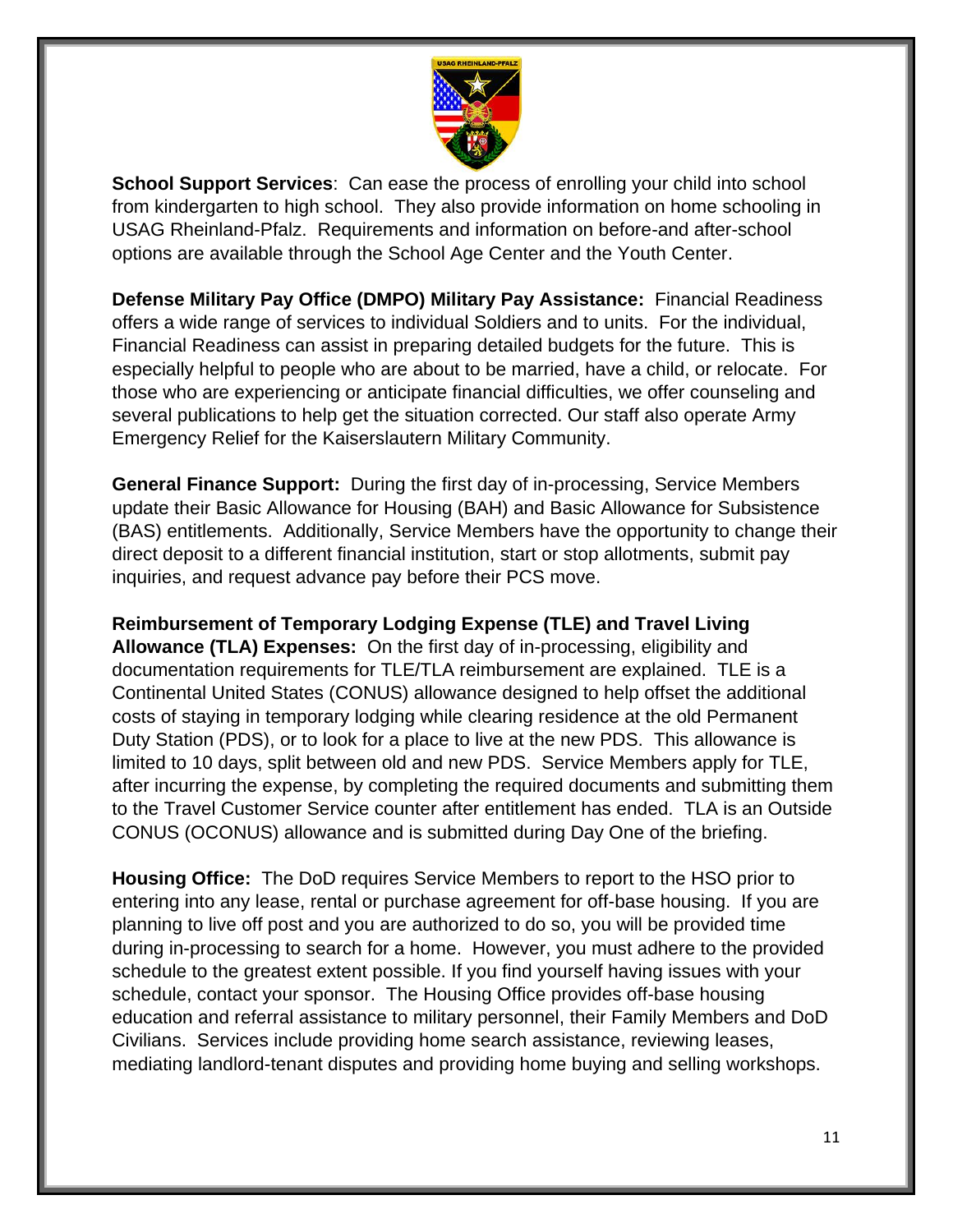**School Support Services**: Can ease the process of enrolling your child into school from kindergarten to high school. They also provide information on home schooling in USAG Rheinland-Pfalz. Requirements and information on before-and after-school options are available through the School Age Center and the Youth Center.

**Defense Military Pay Office (DMPO) Military Pay Assistance:** Financial Readiness offers a wide range of services to individual Soldiers and to units. For the individual, Financial Readiness can assist in preparing detailed budgets for the future. This is especially helpful to people who are about to be married, have a child, or relocate. For those who are experiencing or anticipate financial difficulties, we offer counseling and several publications to help get the situation corrected. Our staff also operate Army Emergency Relief for the Kaiserslautern Military Community.

**General Finance Support:** During the first day of in-processing, Service Members update their Basic Allowance for Housing (BAH) and Basic Allowance for Subsistence (BAS) entitlements. Additionally, Service Members have the opportunity to change their direct deposit to a different financial institution, start or stop allotments, submit pay inquiries, and request advance pay before their PCS move.

**Reimbursement of Temporary Lodging Expense (TLE) and Travel Living Allowance (TLA) Expenses:** On the first day of in-processing, eligibility and documentation requirements for TLE/TLA reimbursement are explained. TLE is a Continental United States (CONUS) allowance designed to help offset the additional costs of staying in temporary lodging while clearing residence at the old Permanent Duty Station (PDS), or to look for a place to live at the new PDS. This allowance is limited to 10 days, split between old and new PDS. Service Members apply for TLE, after incurring the expense, by completing the required documents and submitting them to the Travel Customer Service counter after entitlement has ended. TLA is an Outside CONUS (OCONUS) allowance and is submitted during Day One of the briefing.

**Housing Office:** The DoD requires Service Members to report to the HSO prior to entering into any lease, rental or purchase agreement for off-base housing. If you are planning to live off post and you are authorized to do so, you will be provided time during in-processing to search for a home. However, you must adhere to the provided schedule to the greatest extent possible. If you find yourself having issues with your schedule, contact your sponsor. The Housing Office provides off-base housing education and referral assistance to military personnel, their Family Members and DoD Civilians. Services include providing home search assistance, reviewing leases, mediating landlord-tenant disputes and providing home buying and selling workshops.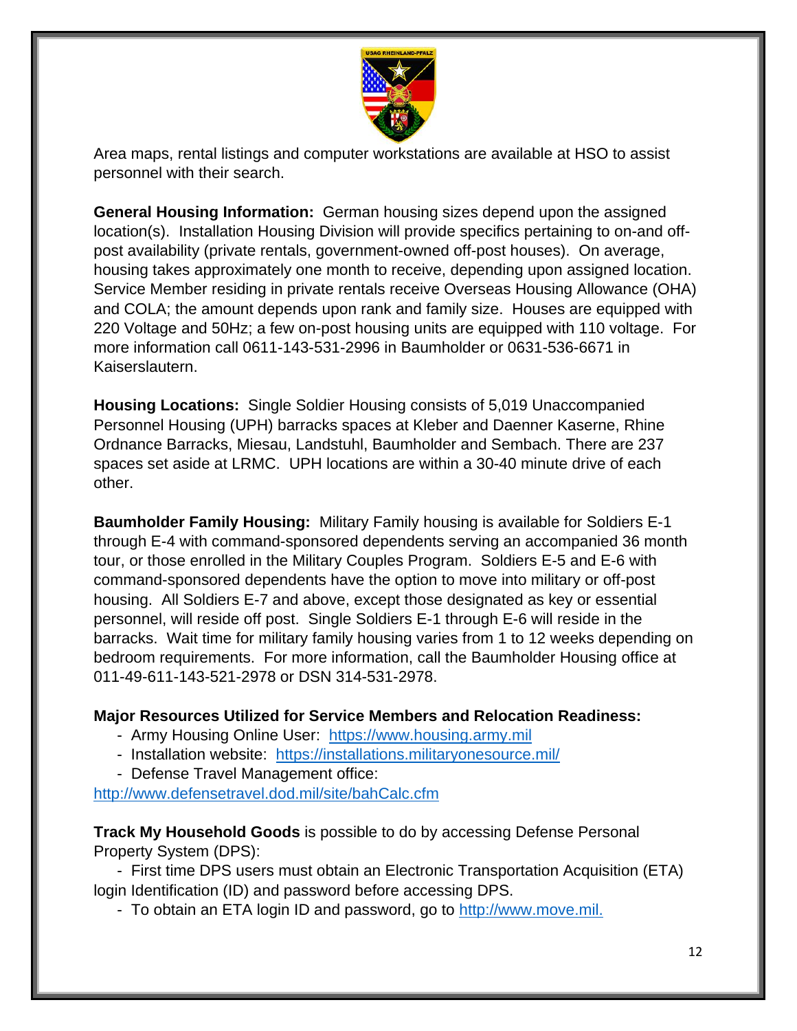Area maps, rental listings and computer workstations are available at HSO to assist personnel with their search.

**General Housing Information:** German housing sizes depend upon the assigned location(s). Installation Housing Division will provide specifics pertaining to on-and off-post availability (private rentals, government-owned off-post houses). On average, housing takes approximately one month to receive, depending upon assigned location. Service Member residing in private rentals receive Overseas Housing Allowance (OHA) and COLA; the amount depends upon rank and family size. Houses are equipped with 220 Voltage and 50Hz; a few on-post housing units are equipped with 110 voltage. For more information call 0611-143-531-2996 in Baumholder or 0631-536-6671 in Kaiserslautern.

**Housing Locations:** Single Soldier Housing consists of 5,019 Unaccompanied Personnel Housing (UPH) barracks spaces at Kleber and Daenner Kaserne, Rhine Ordnance Barracks, Miesau, Landstuhl, Baumholder and Sembach. There are 237 spaces set aside at LRMC. UPH locations are within a 30-40 minute drive of each other.

**Baumholder Family Housing:** Military Family housing is available for Soldiers E-1 through E-4 with command-sponsored dependents serving an accompanied 36 month tour, or those enrolled in the Military Couples Program. Soldiers E-5 and E-6 with command-sponsored dependents have the option to move into military or off-post housing. All Soldiers E-7 and above, except those designated as key or essential personnel, will reside off post. Single Soldiers E-1 through E-6 will reside in the barracks. Wait time for military family housing varies from 1 to 12 weeks depending on bedroom requirements. For more information, call the Baumholder Housing office at 011-49-611-143-521-2978 or DSN 314-531-2978.

**Major Resources Utilized for Service Members and Relocation Readiness:**

- Army Housing Online User: https://www.housing.army.mil
- Installation website: https://installations.militaryonesource.mil/
- Defense Travel Management office:

http://www.defensetravel.dod.mil/site/bahCalc.cfm

**Track My Household Goods** is possible to do by accessing Defense Personal Property System (DPS):

- First time DPS users must obtain an Electronic Transportation Acquisition (ETA) login Identification (ID) and password before accessing DPS.
- To obtain an ETA login ID and password, go to http://www.move.mil.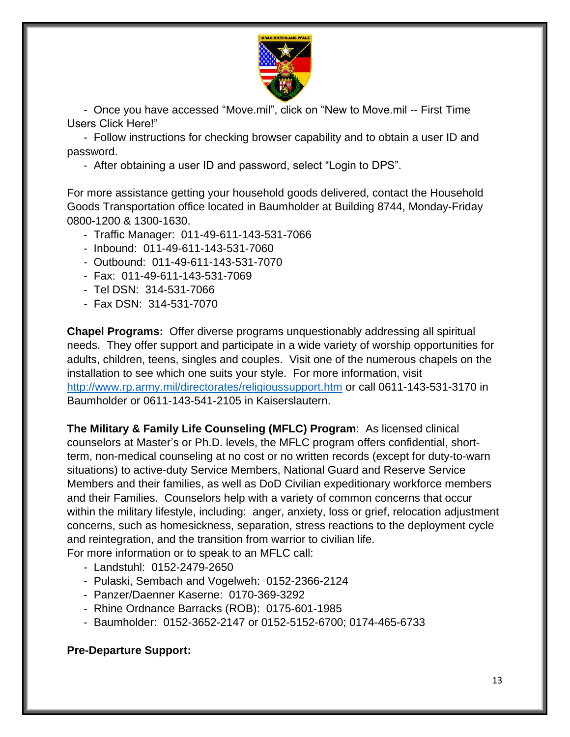- Once you have accessed "Move.mil", click on "New to Move.mil -- First Time Users Click Here!"
- Follow instructions for checking browser capability and to obtain a user ID and password.
- After obtaining a user ID and password, select "Login to DPS".

For more assistance getting your household goods delivered, contact the Household Goods Transportation office located in Baumholder at Building 8744, Monday-Friday 0800-1200 & 1300-1630.

- Traffic Manager: 011-49-611-143-531-7066
- Inbound: 011-49-611-143-531-7060
- Outbound: 011-49-611-143-531-7070
- Fax: 011-49-611-143-531-7069
- Tel DSN: 314-531-7066
- Fax DSN: 314-531-7070

**Chapel Programs:** Offer diverse programs unquestionably addressing all spiritual needs. They offer support and participate in a wide variety of worship opportunities for adults, children, teens, singles and couples. Visit one of the numerous chapels on the installation to see which one suits your style. For more information, visit http://www.rp.army.mil/directorates/religioussupport.htm or call 0611-143-531-3170 in Baumholder or 0611-143-541-2105 in Kaiserslautern.

**The Military & Family Life Counseling (MFLC) Program**: As licensed clinical counselors at Master's or Ph.D. levels, the MFLC program offers confidential, short-term, non-medical counseling at no cost or no written records (except for duty-to-warn situations) to active-duty Service Members, National Guard and Reserve Service Members and their families, as well as DoD Civilian expeditionary workforce members and their Families. Counselors help with a variety of common concerns that occur within the military lifestyle, including: anger, anxiety, loss or grief, relocation adjustment concerns, such as homesickness, separation, stress reactions to the deployment cycle and reintegration, and the transition from warrior to civilian life.
For more information or to speak to an MFLC call:

- Landstuhl: 0152-2479-2650
- Pulaski, Sembach and Vogelweh: 0152-2366-2124
- Panzer/Daenner Kaserne: 0170-369-3292
- Rhine Ordnance Barracks (ROB): 0175-601-1985
- Baumholder: 0152-3652-2147 or 0152-5152-6700; 0174-465-6733

**Pre-Departure Support:**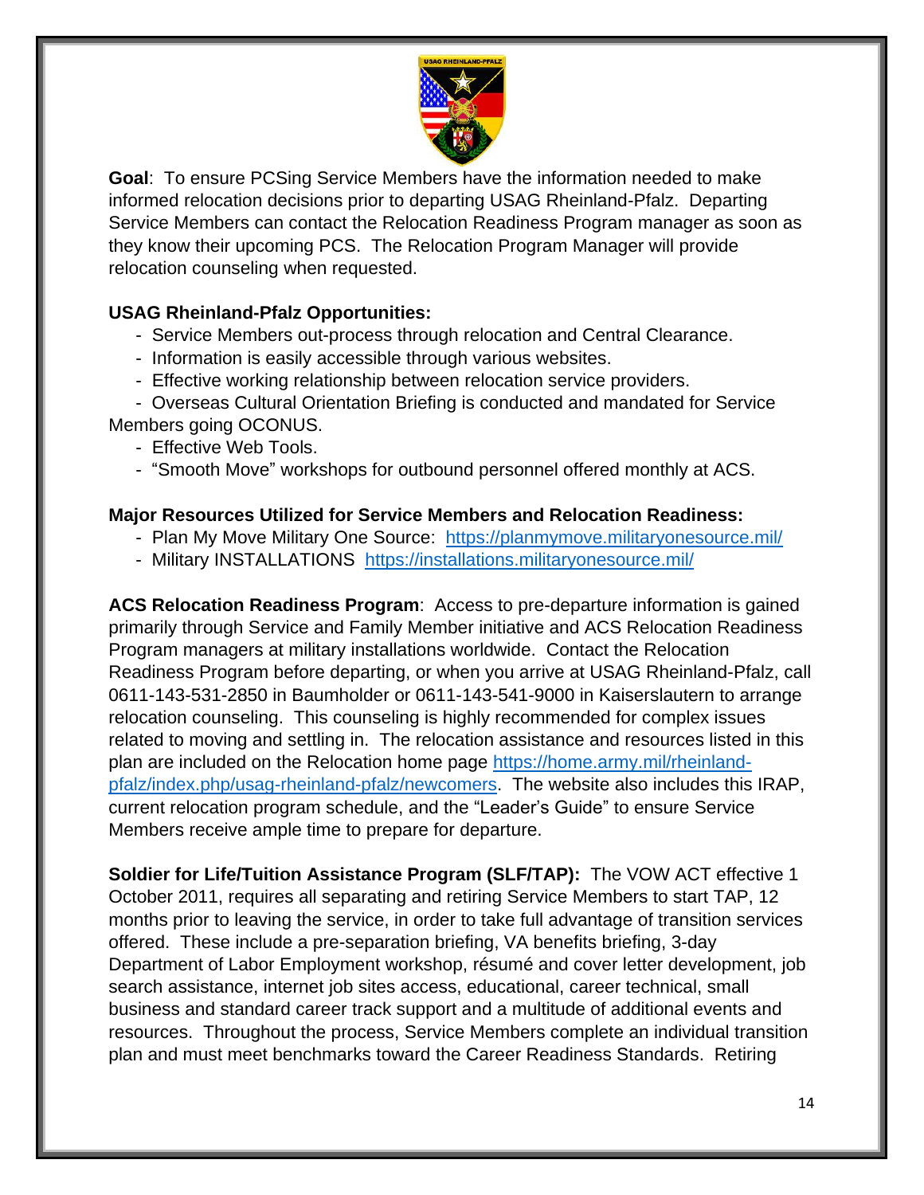**Goal**: To ensure PCSing Service Members have the information needed to make informed relocation decisions prior to departing USAG Rheinland-Pfalz. Departing Service Members can contact the Relocation Readiness Program manager as soon as they know their upcoming PCS. The Relocation Program Manager will provide relocation counseling when requested.

**USAG Rheinland-Pfalz Opportunities:**

- Service Members out-process through relocation and Central Clearance.
- Information is easily accessible through various websites.
- Effective working relationship between relocation service providers.
- Overseas Cultural Orientation Briefing is conducted and mandated for Service Members going OCONUS.
- Effective Web Tools.
- "Smooth Move" workshops for outbound personnel offered monthly at ACS.

**Major Resources Utilized for Service Members and Relocation Readiness:**

- Plan My Move Military One Source: https://planmymove.militaryonesource.mil/
- Military INSTALLATIONS https://installations.militaryonesource.mil/

**ACS Relocation Readiness Program**: Access to pre-departure information is gained primarily through Service and Family Member initiative and ACS Relocation Readiness Program managers at military installations worldwide. Contact the Relocation Readiness Program before departing, or when you arrive at USAG Rheinland-Pfalz, call 0611-143-531-2850 in Baumholder or 0611-143-541-9000 in Kaiserslautern to arrange relocation counseling. This counseling is highly recommended for complex issues related to moving and settling in. The relocation assistance and resources listed in this plan are included on the Relocation home page https://home.army.mil/rheinland-pfalz/index.php/usag-rheinland-pfalz/newcomers. The website also includes this IRAP, current relocation program schedule, and the "Leader's Guide" to ensure Service Members receive ample time to prepare for departure.

**Soldier for Life/Tuition Assistance Program (SLF/TAP):** The VOW ACT effective 1 October 2011, requires all separating and retiring Service Members to start TAP, 12 months prior to leaving the service, in order to take full advantage of transition services offered. These include a pre-separation briefing, VA benefits briefing, 3-day Department of Labor Employment workshop, résumé and cover letter development, job search assistance, internet job sites access, educational, career technical, small business and standard career track support and a multitude of additional events and resources. Throughout the process, Service Members complete an individual transition plan and must meet benchmarks toward the Career Readiness Standards. Retiring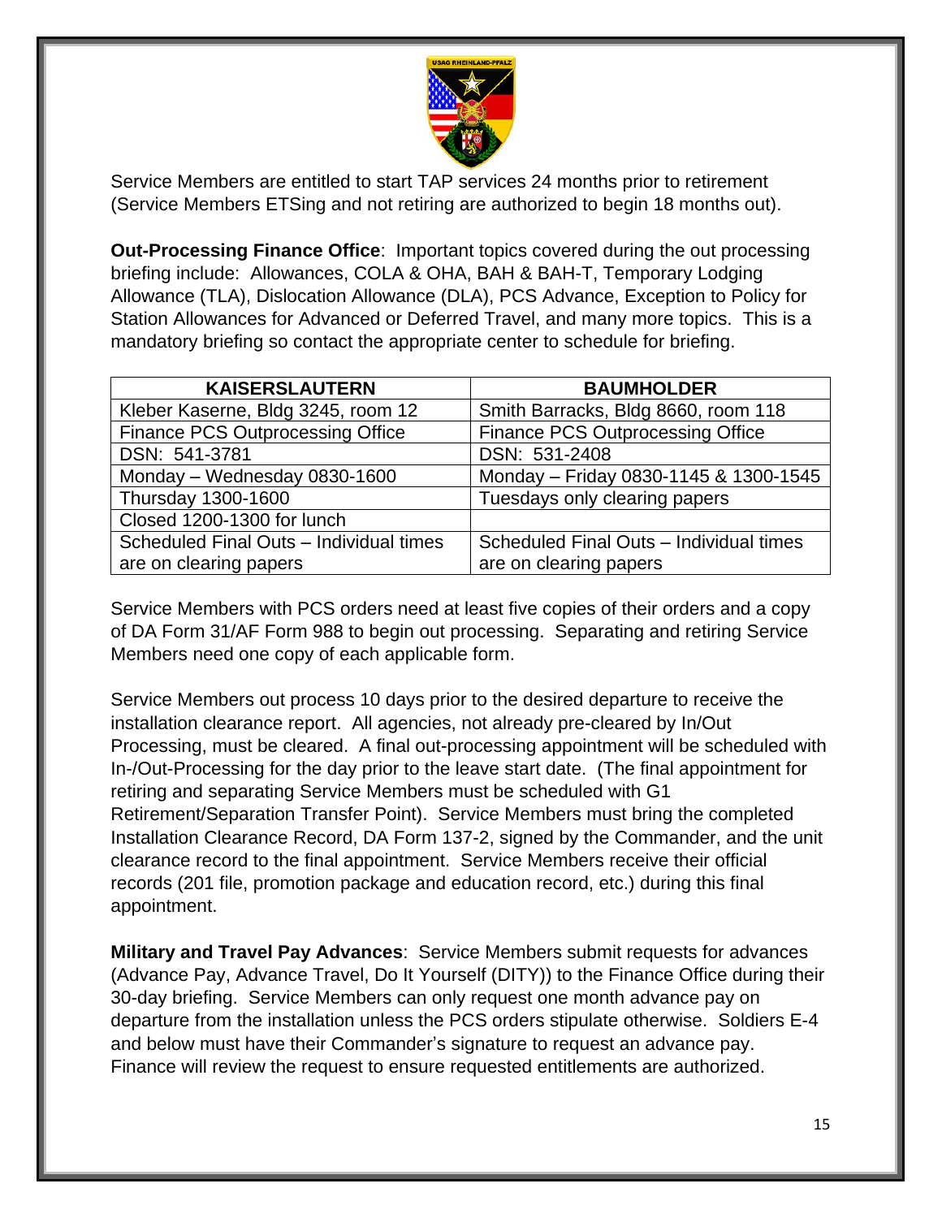Service Members are entitled to start TAP services 24 months prior to retirement (Service Members ETSing and not retiring are authorized to begin 18 months out).

**Out-Processing Finance Office**: Important topics covered during the out processing briefing include: Allowances, COLA & OHA, BAH & BAH-T, Temporary Lodging Allowance (TLA), Dislocation Allowance (DLA), PCS Advance, Exception to Policy for Station Allowances for Advanced or Deferred Travel, and many more topics. This is a mandatory briefing so contact the appropriate center to schedule for briefing.

| KAISERSLAUTERN | BAUMHOLDER |
|---|---|
| Kleber Kaserne, Bldg 3245, room 12 | Smith Barracks, Bldg 8660, room 118 |
| Finance PCS Outprocessing Office | Finance PCS Outprocessing Office |
| DSN: 541-3781 | DSN: 531-2408 |
| Monday – Wednesday 0830-1600 | Monday – Friday 0830-1145 & 1300-1545 |
| Thursday 1300-1600 | Tuesdays only clearing papers |
| Closed 1200-1300 for lunch | |
| Scheduled Final Outs – Individual times are on clearing papers | Scheduled Final Outs – Individual times are on clearing papers |

Service Members with PCS orders need at least five copies of their orders and a copy of DA Form 31/AF Form 988 to begin out processing. Separating and retiring Service Members need one copy of each applicable form.

Service Members out process 10 days prior to the desired departure to receive the installation clearance report. All agencies, not already pre-cleared by In/Out Processing, must be cleared. A final out-processing appointment will be scheduled with In-/Out-Processing for the day prior to the leave start date. (The final appointment for retiring and separating Service Members must be scheduled with G1 Retirement/Separation Transfer Point). Service Members must bring the completed Installation Clearance Record, DA Form 137-2, signed by the Commander, and the unit clearance record to the final appointment. Service Members receive their official records (201 file, promotion package and education record, etc.) during this final appointment.

**Military and Travel Pay Advances**: Service Members submit requests for advances (Advance Pay, Advance Travel, Do It Yourself (DITY)) to the Finance Office during their 30-day briefing. Service Members can only request one month advance pay on departure from the installation unless the PCS orders stipulate otherwise. Soldiers E-4 and below must have their Commander's signature to request an advance pay. Finance will review the request to ensure requested entitlements are authorized.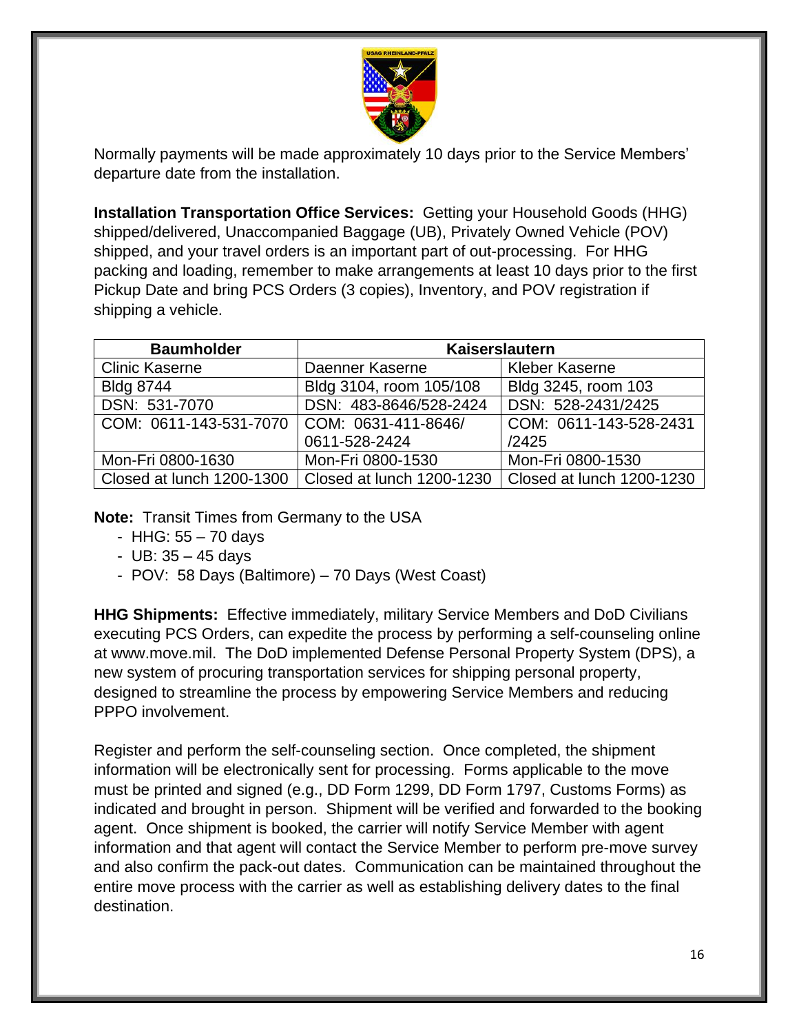Normally payments will be made approximately 10 days prior to the Service Members' departure date from the installation.

**Installation Transportation Office Services:** Getting your Household Goods (HHG) shipped/delivered, Unaccompanied Baggage (UB), Privately Owned Vehicle (POV) shipped, and your travel orders is an important part of out-processing. For HHG packing and loading, remember to make arrangements at least 10 days prior to the first Pickup Date and bring PCS Orders (3 copies), Inventory, and POV registration if shipping a vehicle.

| Baumholder | Kaiserslautern | |
|---|---|---|
| Clinic Kaserne | Daenner Kaserne | Kleber Kaserne |
| Bldg 8744 | Bldg 3104, room 105/108 | Bldg 3245, room 103 |
| DSN: 531-7070 | DSN: 483-8646/528-2424 | DSN: 528-2431/2425 |
| COM: 0611-143-531-7070 | COM: 0631-411-8646/ 0611-528-2424 | COM: 0611-143-528-2431 /2425 |
| Mon-Fri 0800-1630 | Mon-Fri 0800-1530 | Mon-Fri 0800-1530 |
| Closed at lunch 1200-1300 | Closed at lunch 1200-1230 | Closed at lunch 1200-1230 |

**Note:** Transit Times from Germany to the USA

- HHG: 55 – 70 days
- UB: 35 – 45 days
- POV: 58 Days (Baltimore) – 70 Days (West Coast)

**HHG Shipments:** Effective immediately, military Service Members and DoD Civilians executing PCS Orders, can expedite the process by performing a self-counseling online at www.move.mil. The DoD implemented Defense Personal Property System (DPS), a new system of procuring transportation services for shipping personal property, designed to streamline the process by empowering Service Members and reducing PPPO involvement.

Register and perform the self-counseling section. Once completed, the shipment information will be electronically sent for processing. Forms applicable to the move must be printed and signed (e.g., DD Form 1299, DD Form 1797, Customs Forms) as indicated and brought in person. Shipment will be verified and forwarded to the booking agent. Once shipment is booked, the carrier will notify Service Member with agent information and that agent will contact the Service Member to perform pre-move survey and also confirm the pack-out dates. Communication can be maintained throughout the entire move process with the carrier as well as establishing delivery dates to the final destination.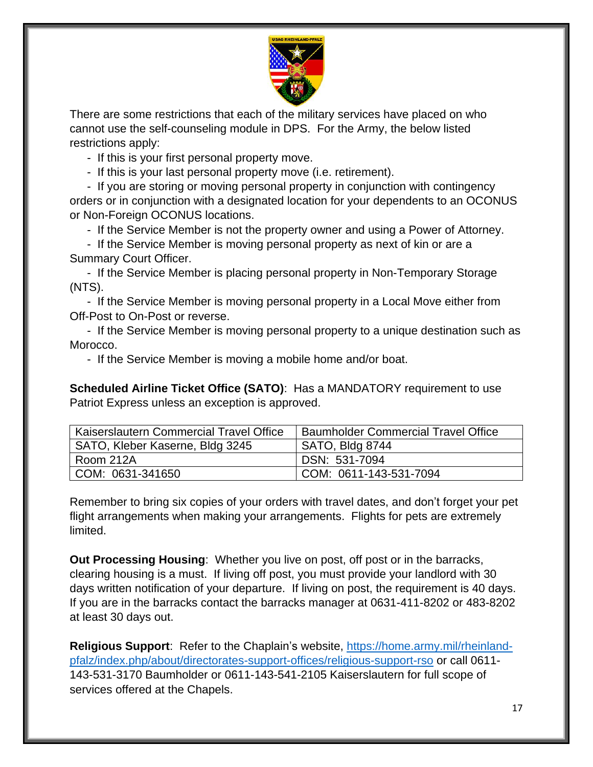There are some restrictions that each of the military services have placed on who cannot use the self-counseling module in DPS. For the Army, the below listed restrictions apply:

- If this is your first personal property move.
- If this is your last personal property move (i.e. retirement).
- If you are storing or moving personal property in conjunction with contingency orders or in conjunction with a designated location for your dependents to an OCONUS or Non-Foreign OCONUS locations.
- If the Service Member is not the property owner and using a Power of Attorney.
- If the Service Member is moving personal property as next of kin or are a Summary Court Officer.
- If the Service Member is placing personal property in Non-Temporary Storage (NTS).
- If the Service Member is moving personal property in a Local Move either from Off-Post to On-Post or reverse.
- If the Service Member is moving personal property to a unique destination such as Morocco.
- If the Service Member is moving a mobile home and/or boat.

**Scheduled Airline Ticket Office (SATO)**: Has a MANDATORY requirement to use Patriot Express unless an exception is approved.

| Kaiserslautern Commercial Travel Office | Baumholder Commercial Travel Office |
|---|---|
| SATO, Kleber Kaserne, Bldg 3245 | SATO, Bldg 8744 |
| Room 212A | DSN: 531-7094 |
| COM: 0631-341650 | COM: 0611-143-531-7094 |

Remember to bring six copies of your orders with travel dates, and don't forget your pet flight arrangements when making your arrangements. Flights for pets are extremely limited.

**Out Processing Housing**: Whether you live on post, off post or in the barracks, clearing housing is a must. If living off post, you must provide your landlord with 30 days written notification of your departure. If living on post, the requirement is 40 days. If you are in the barracks contact the barracks manager at 0631-411-8202 or 483-8202 at least 30 days out.

**Religious Support**: Refer to the Chaplain's website, https://home.army.mil/rheinland-pfalz/index.php/about/directorates-support-offices/religious-support-rso or call 0611-143-531-3170 Baumholder or 0611-143-541-2105 Kaiserslautern for full scope of services offered at the Chapels.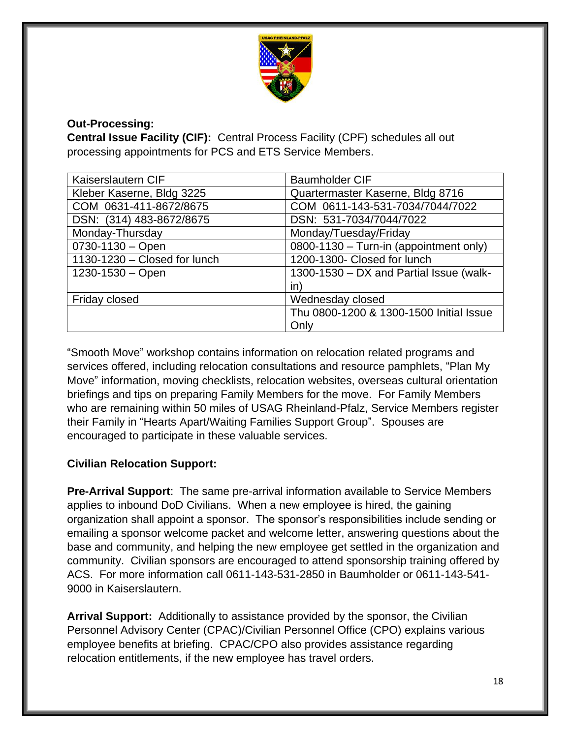**Out-Processing:**

**Central Issue Facility (CIF):** Central Process Facility (CPF) schedules all out processing appointments for PCS and ETS Service Members.

| Kaiserslautern CIF | Baumholder CIF |
| --- | --- |
| Kleber Kaserne, Bldg 3225 | Quartermaster Kaserne, Bldg 8716 |
| COM 0631-411-8672/8675 | COM 0611-143-531-7034/7044/7022 |
| DSN: (314) 483-8672/8675 | DSN: 531-7034/7044/7022 |
| Monday-Thursday | Monday/Tuesday/Friday |
| 0730-1130 – Open | 0800-1130 – Turn-in (appointment only) |
| 1130-1230 – Closed for lunch | 1200-1300- Closed for lunch |
| 1230-1530 – Open | 1300-1530 – DX and Partial Issue (walk-in) |
| Friday closed | Wednesday closed |
| | Thu 0800-1200 & 1300-1500 Initial Issue Only |

"Smooth Move" workshop contains information on relocation related programs and services offered, including relocation consultations and resource pamphlets, "Plan My Move" information, moving checklists, relocation websites, overseas cultural orientation briefings and tips on preparing Family Members for the move. For Family Members who are remaining within 50 miles of USAG Rheinland-Pfalz, Service Members register their Family in "Hearts Apart/Waiting Families Support Group". Spouses are encouraged to participate in these valuable services.

**Civilian Relocation Support:**

**Pre-Arrival Support**: The same pre-arrival information available to Service Members applies to inbound DoD Civilians. When a new employee is hired, the gaining organization shall appoint a sponsor. The sponsor's responsibilities include sending or emailing a sponsor welcome packet and welcome letter, answering questions about the base and community, and helping the new employee get settled in the organization and community. Civilian sponsors are encouraged to attend sponsorship training offered by ACS. For more information call 0611-143-531-2850 in Baumholder or 0611-143-541-9000 in Kaiserslautern.

**Arrival Support:** Additionally to assistance provided by the sponsor, the Civilian Personnel Advisory Center (CPAC)/Civilian Personnel Office (CPO) explains various employee benefits at briefing. CPAC/CPO also provides assistance regarding relocation entitlements, if the new employee has travel orders.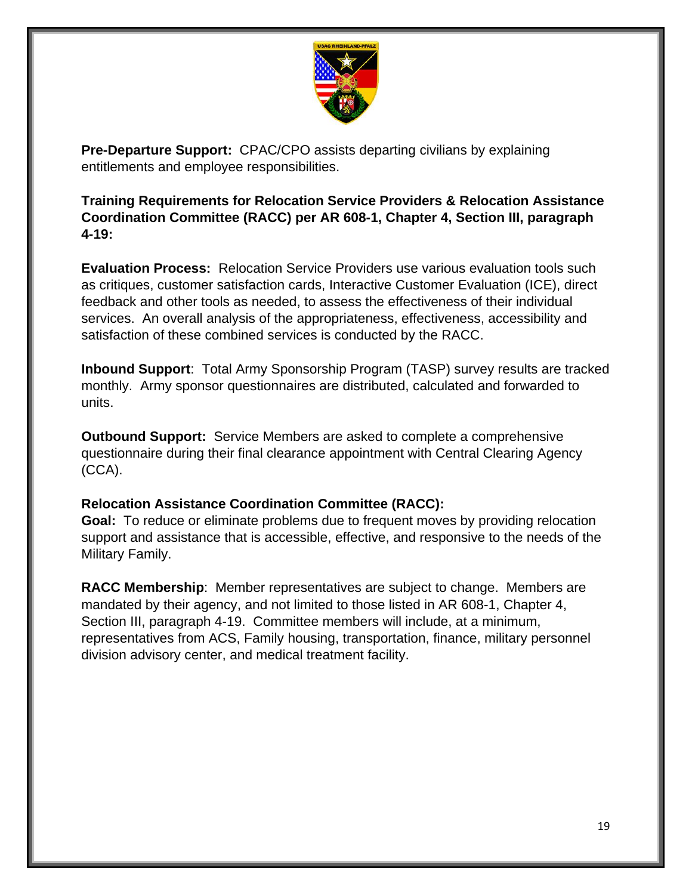**Pre-Departure Support:** CPAC/CPO assists departing civilians by explaining entitlements and employee responsibilities.

**Training Requirements for Relocation Service Providers & Relocation Assistance Coordination Committee (RACC) per AR 608-1, Chapter 4, Section III, paragraph 4-19:**

**Evaluation Process:** Relocation Service Providers use various evaluation tools such as critiques, customer satisfaction cards, Interactive Customer Evaluation (ICE), direct feedback and other tools as needed, to assess the effectiveness of their individual services. An overall analysis of the appropriateness, effectiveness, accessibility and satisfaction of these combined services is conducted by the RACC.

**Inbound Support**: Total Army Sponsorship Program (TASP) survey results are tracked monthly. Army sponsor questionnaires are distributed, calculated and forwarded to units.

**Outbound Support:** Service Members are asked to complete a comprehensive questionnaire during their final clearance appointment with Central Clearing Agency (CCA).

**Relocation Assistance Coordination Committee (RACC):**
**Goal:** To reduce or eliminate problems due to frequent moves by providing relocation support and assistance that is accessible, effective, and responsive to the needs of the Military Family.

**RACC Membership**: Member representatives are subject to change. Members are mandated by their agency, and not limited to those listed in AR 608-1, Chapter 4, Section III, paragraph 4-19. Committee members will include, at a minimum, representatives from ACS, Family housing, transportation, finance, military personnel division advisory center, and medical treatment facility.